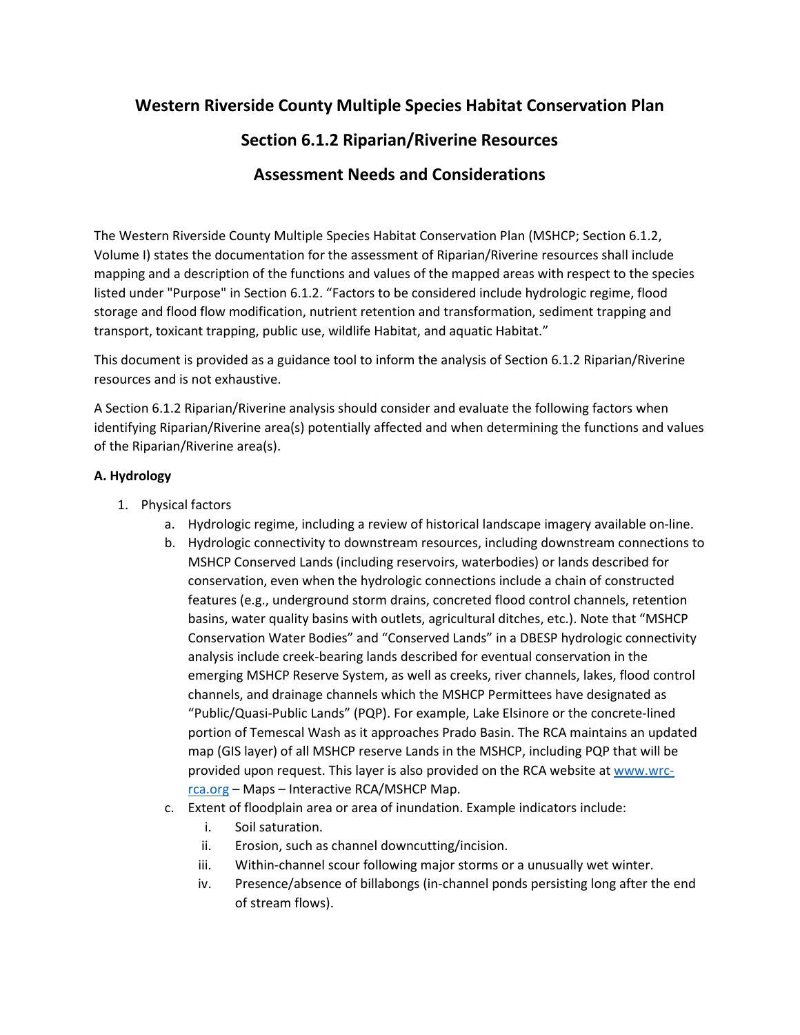# Western Riverside County Multiple Species Habitat Conservation Plan

# Section 6.1.2 Riparian/Riverine Resources

# Assessment Needs and Considerations

The Western Riverside County Multiple Species Habitat Conservation Plan (MSHCP; Section 6.1.2, Volume I) states the documentation for the assessment of Riparian/Riverine resources shall include mapping and a description of the functions and values of the mapped areas with respect to the species listed under "Purpose" in Section 6.1.2. "Factors to be considered include hydrologic regime, flood storage and flood flow modification, nutrient retention and transformation, sediment trapping and transport, toxicant trapping, public use, wildlife Habitat, and aquatic Habitat."

This document is provided as a guidance tool to inform the analysis of Section 6.1.2 Riparian/Riverine resources and is not exhaustive.

A Section 6.1.2 Riparian/Riverine analysis should consider and evaluate the following factors when identifying Riparian/Riverine area(s) potentially affected and when determining the functions and values of the Riparian/Riverine area(s).

**A. Hydrology**

1. Physical factors
   a. Hydrologic regime, including a review of historical landscape imagery available on-line.
   b. Hydrologic connectivity to downstream resources, including downstream connections to MSHCP Conserved Lands (including reservoirs, waterbodies) or lands described for conservation, even when the hydrologic connections include a chain of constructed features (e.g., underground storm drains, concreted flood control channels, retention basins, water quality basins with outlets, agricultural ditches, etc.). Note that "MSHCP Conservation Water Bodies" and "Conserved Lands" in a DBESP hydrologic connectivity analysis include creek-bearing lands described for eventual conservation in the emerging MSHCP Reserve System, as well as creeks, river channels, lakes, flood control channels, and drainage channels which the MSHCP Permittees have designated as "Public/Quasi-Public Lands" (PQP). For example, Lake Elsinore or the concrete-lined portion of Temescal Wash as it approaches Prado Basin. The RCA maintains an updated map (GIS layer) of all MSHCP reserve Lands in the MSHCP, including PQP that will be provided upon request. This layer is also provided on the RCA website at [www.wrc-rca.org](http://www.wrc-rca.org) – Maps – Interactive RCA/MSHCP Map.
   c. Extent of floodplain area or area of inundation. Example indicators include:
      i. Soil saturation.
      ii. Erosion, such as channel downcutting/incision.
      iii. Within-channel scour following major storms or a unusually wet winter.
      iv. Presence/absence of billabongs (in-channel ponds persisting long after the end of stream flows).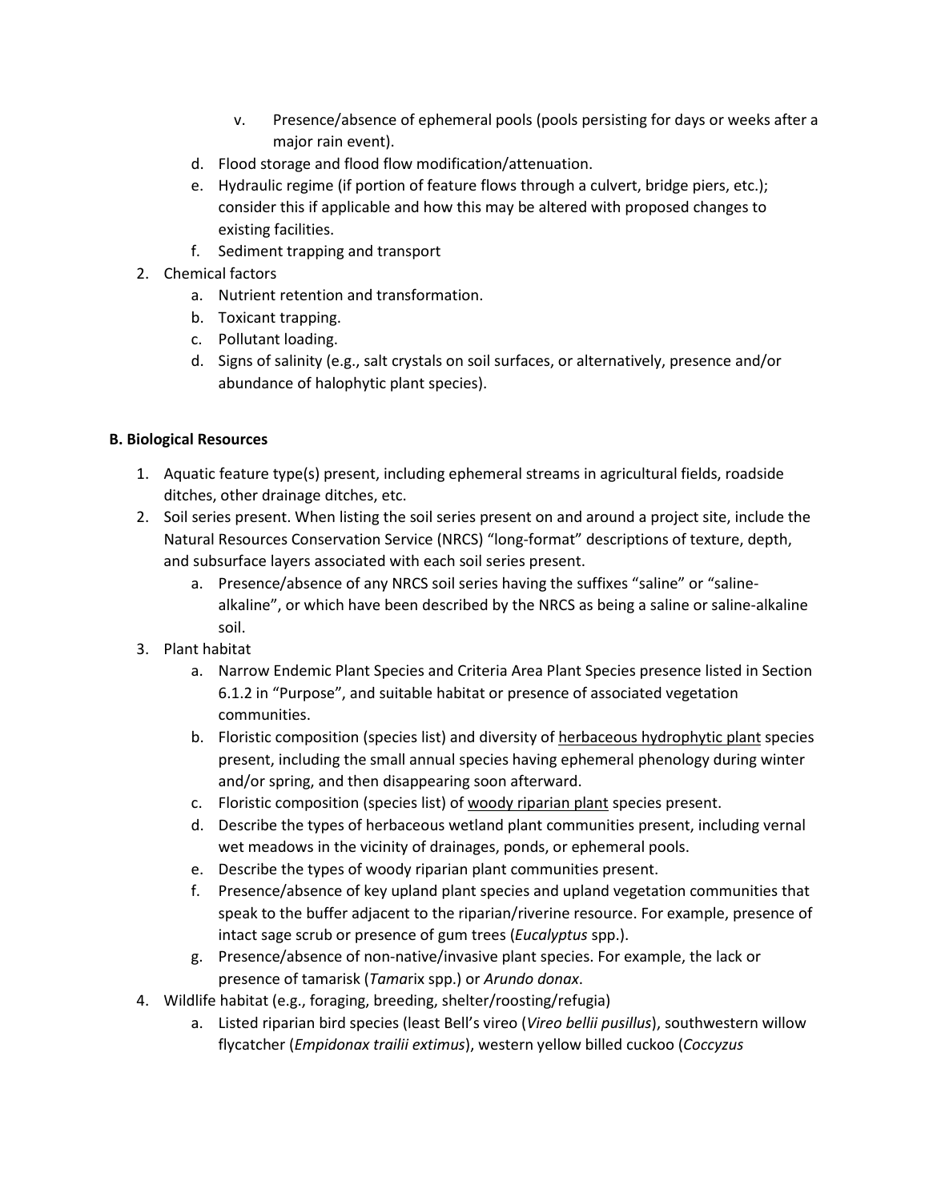v. Presence/absence of ephemeral pools (pools persisting for days or weeks after a major rain event).

   d. Flood storage and flood flow modification/attenuation.
   e. Hydraulic regime (if portion of feature flows through a culvert, bridge piers, etc.); consider this if applicable and how this may be altered with proposed changes to existing facilities.
   f. Sediment trapping and transport

2. Chemical factors
   a. Nutrient retention and transformation.
   b. Toxicant trapping.
   c. Pollutant loading.
   d. Signs of salinity (e.g., salt crystals on soil surfaces, or alternatively, presence and/or abundance of halophytic plant species).

**B. Biological Resources**

1. Aquatic feature type(s) present, including ephemeral streams in agricultural fields, roadside ditches, other drainage ditches, etc.
2. Soil series present. When listing the soil series present on and around a project site, include the Natural Resources Conservation Service (NRCS) "long-format" descriptions of texture, depth, and subsurface layers associated with each soil series present.
   a. Presence/absence of any NRCS soil series having the suffixes "saline" or "saline-alkaline", or which have been described by the NRCS as being a saline or saline-alkaline soil.
3. Plant habitat
   a. Narrow Endemic Plant Species and Criteria Area Plant Species presence listed in Section 6.1.2 in "Purpose", and suitable habitat or presence of associated vegetation communities.
   b. Floristic composition (species list) and diversity of <u>herbaceous hydrophytic plant</u> species present, including the small annual species having ephemeral phenology during winter and/or spring, and then disappearing soon afterward.
   c. Floristic composition (species list) of <u>woody riparian plant</u> species present.
   d. Describe the types of herbaceous wetland plant communities present, including vernal wet meadows in the vicinity of drainages, ponds, or ephemeral pools.
   e. Describe the types of woody riparian plant communities present.
   f. Presence/absence of key upland plant species and upland vegetation communities that speak to the buffer adjacent to the riparian/riverine resource. For example, presence of intact sage scrub or presence of gum trees (*Eucalyptus* spp.).
   g. Presence/absence of non-native/invasive plant species. For example, the lack or presence of tamarisk (*Tama*rix spp.) or *Arundo donax*.
4. Wildlife habitat (e.g., foraging, breeding, shelter/roosting/refugia)
   a. Listed riparian bird species (least Bell's vireo (*Vireo bellii pusillus*), southwestern willow flycatcher (*Empidonax trailii extimus*), western yellow billed cuckoo (*Coccyzus*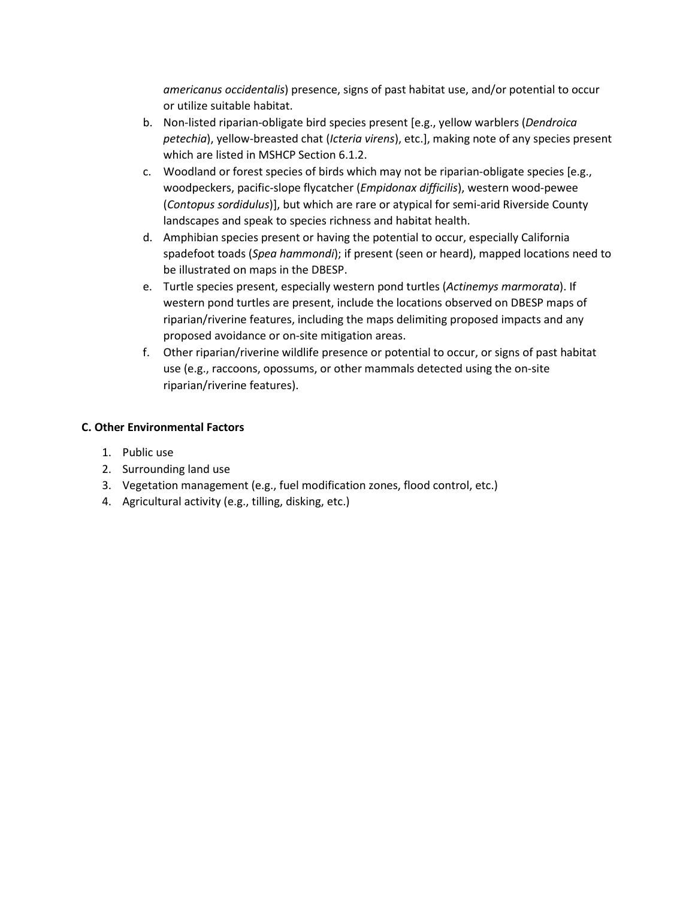*americanus occidentalis*) presence, signs of past habitat use, and/or potential to occur or utilize suitable habitat.

b. Non-listed riparian-obligate bird species present [e.g., yellow warblers (*Dendroica petechia*), yellow-breasted chat (*Icteria virens*), etc.], making note of any species present which are listed in MSHCP Section 6.1.2.

c. Woodland or forest species of birds which may not be riparian-obligate species [e.g., woodpeckers, pacific-slope flycatcher (*Empidonax difficilis*), western wood-pewee (*Contopus sordidulus*)], but which are rare or atypical for semi-arid Riverside County landscapes and speak to species richness and habitat health.

d. Amphibian species present or having the potential to occur, especially California spadefoot toads (*Spea hammondi*); if present (seen or heard), mapped locations need to be illustrated on maps in the DBESP.

e. Turtle species present, especially western pond turtles (*Actinemys marmorata*). If western pond turtles are present, include the locations observed on DBESP maps of riparian/riverine features, including the maps delimiting proposed impacts and any proposed avoidance or on-site mitigation areas.

f. Other riparian/riverine wildlife presence or potential to occur, or signs of past habitat use (e.g., raccoons, opossums, or other mammals detected using the on-site riparian/riverine features).

**C. Other Environmental Factors**

1. Public use
2. Surrounding land use
3. Vegetation management (e.g., fuel modification zones, flood control, etc.)
4. Agricultural activity (e.g., tilling, disking, etc.)